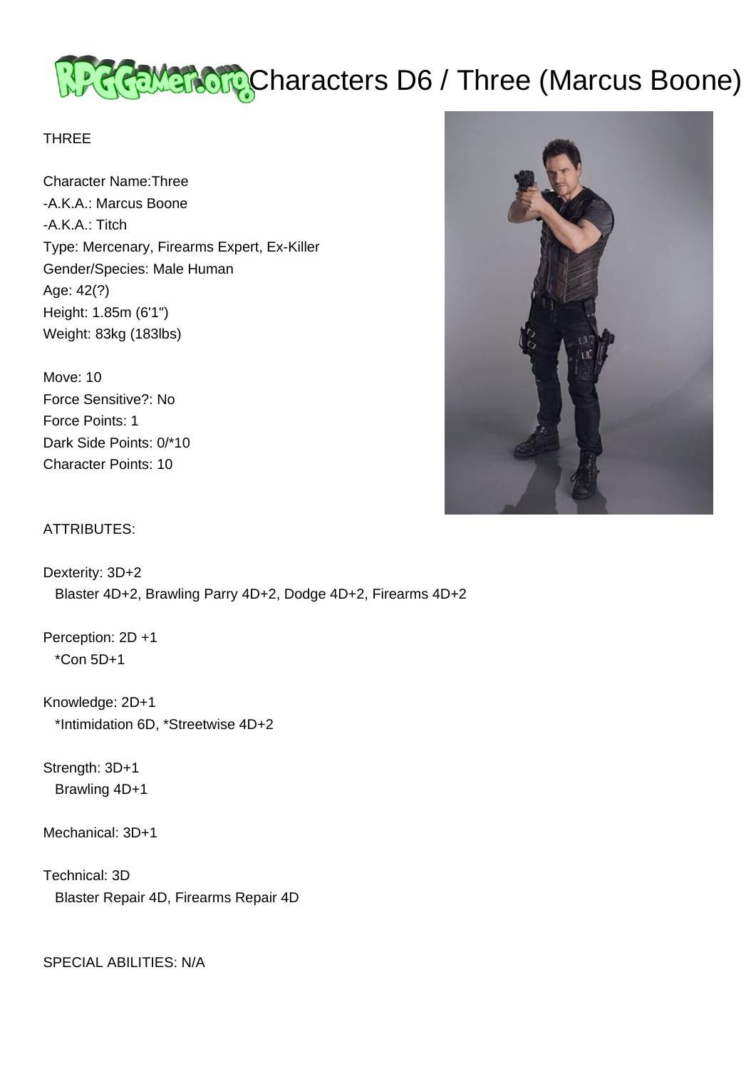# Characters D6 / Three (Marcus Boone)

THREE

Character Name:Three
-A.K.A.: Marcus Boone
-A.K.A.: Titch
Type: Mercenary, Firearms Expert, Ex-Killer
Gender/Species: Male Human
Age: 42(?)
Height: 1.85m (6'1")
Weight: 83kg (183lbs)

Move: 10
Force Sensitive?: No
Force Points: 1
Dark Side Points: 0/*10
Character Points: 10

ATTRIBUTES:

Dexterity: 3D+2
Blaster 4D+2, Brawling Parry 4D+2, Dodge 4D+2, Firearms 4D+2

Perception: 2D +1
*Con 5D+1

Knowledge: 2D+1
*Intimidation 6D, *Streetwise 4D+2

Strength: 3D+1
Brawling 4D+1

Mechanical: 3D+1

Technical: 3D
Blaster Repair 4D, Firearms Repair 4D

SPECIAL ABILITIES: N/A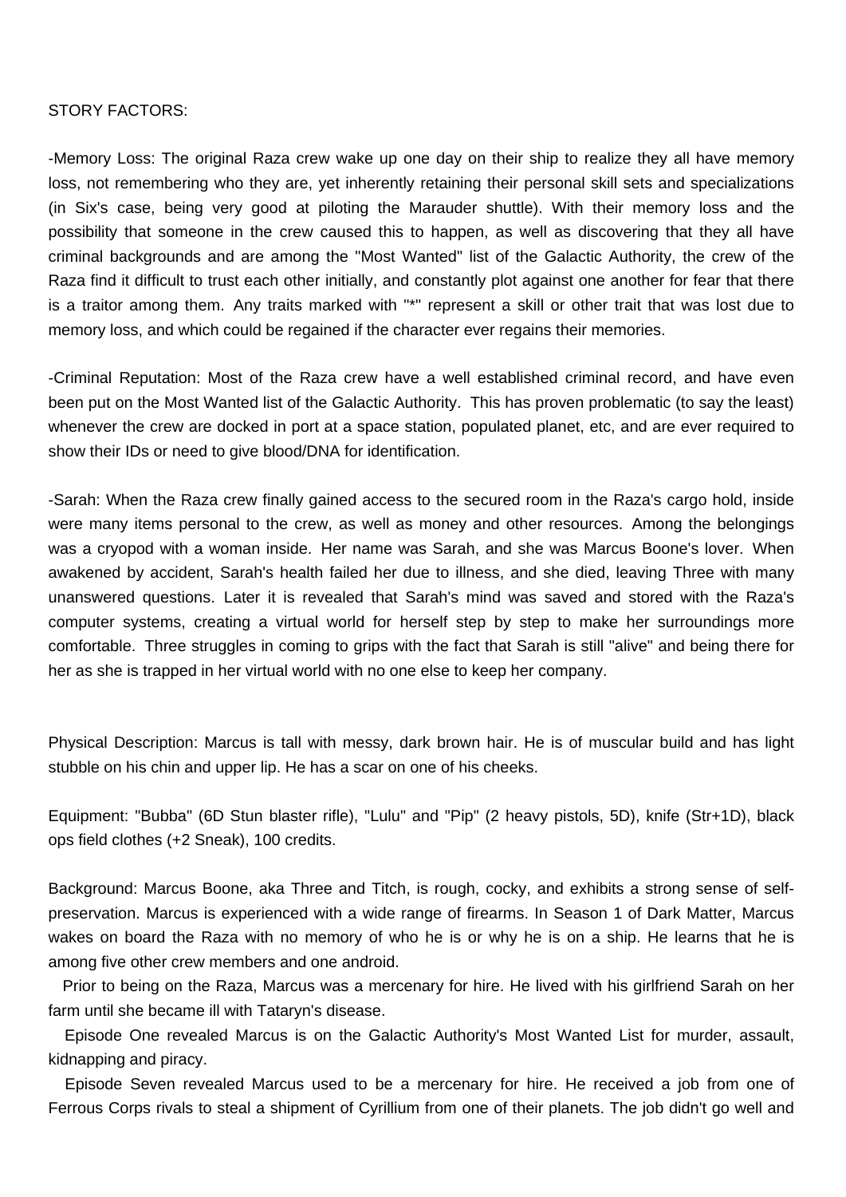STORY FACTORS:

-Memory Loss: The original Raza crew wake up one day on their ship to realize they all have memory loss, not remembering who they are, yet inherently retaining their personal skill sets and specializations (in Six's case, being very good at piloting the Marauder shuttle). With their memory loss and the possibility that someone in the crew caused this to happen, as well as discovering that they all have criminal backgrounds and are among the "Most Wanted" list of the Galactic Authority, the crew of the Raza find it difficult to trust each other initially, and constantly plot against one another for fear that there is a traitor among them. Any traits marked with "*" represent a skill or other trait that was lost due to memory loss, and which could be regained if the character ever regains their memories.

-Criminal Reputation: Most of the Raza crew have a well established criminal record, and have even been put on the Most Wanted list of the Galactic Authority. This has proven problematic (to say the least) whenever the crew are docked in port at a space station, populated planet, etc, and are ever required to show their IDs or need to give blood/DNA for identification.

-Sarah: When the Raza crew finally gained access to the secured room in the Raza's cargo hold, inside were many items personal to the crew, as well as money and other resources. Among the belongings was a cryopod with a woman inside. Her name was Sarah, and she was Marcus Boone's lover. When awakened by accident, Sarah's health failed her due to illness, and she died, leaving Three with many unanswered questions. Later it is revealed that Sarah's mind was saved and stored with the Raza's computer systems, creating a virtual world for herself step by step to make her surroundings more comfortable. Three struggles in coming to grips with the fact that Sarah is still "alive" and being there for her as she is trapped in her virtual world with no one else to keep her company.

Physical Description: Marcus is tall with messy, dark brown hair. He is of muscular build and has light stubble on his chin and upper lip. He has a scar on one of his cheeks.

Equipment: "Bubba" (6D Stun blaster rifle), "Lulu" and "Pip" (2 heavy pistols, 5D), knife (Str+1D), black ops field clothes (+2 Sneak), 100 credits.

Background: Marcus Boone, aka Three and Titch, is rough, cocky, and exhibits a strong sense of self-preservation. Marcus is experienced with a wide range of firearms. In Season 1 of Dark Matter, Marcus wakes on board the Raza with no memory of who he is or why he is on a ship. He learns that he is among five other crew members and one android.

Prior to being on the Raza, Marcus was a mercenary for hire. He lived with his girlfriend Sarah on her farm until she became ill with Tataryn's disease.

Episode One revealed Marcus is on the Galactic Authority's Most Wanted List for murder, assault, kidnapping and piracy.

Episode Seven revealed Marcus used to be a mercenary for hire. He received a job from one of Ferrous Corps rivals to steal a shipment of Cyrillium from one of their planets. The job didn't go well and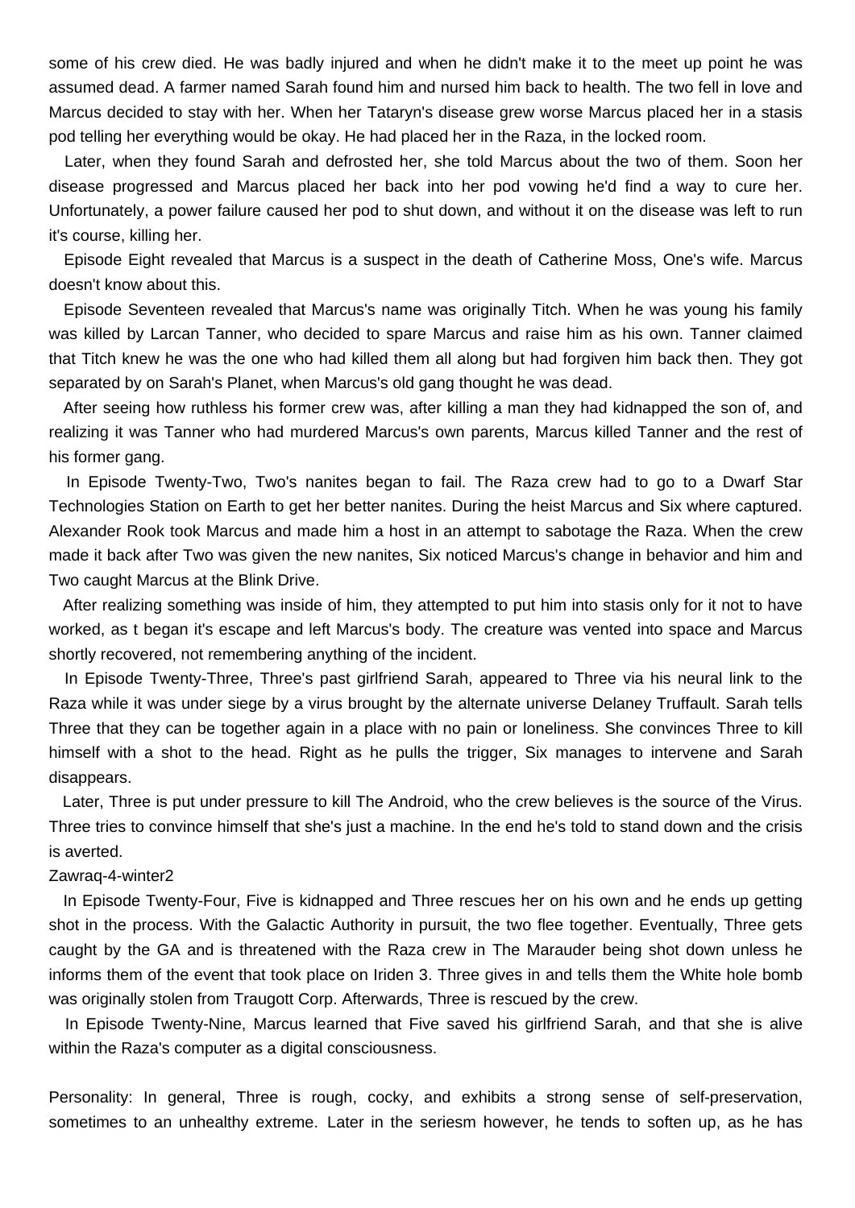some of his crew died. He was badly injured and when he didn't make it to the meet up point he was assumed dead. A farmer named Sarah found him and nursed him back to health. The two fell in love and Marcus decided to stay with her. When her Tataryn's disease grew worse Marcus placed her in a stasis pod telling her everything would be okay. He had placed her in the Raza, in the locked room.

Later, when they found Sarah and defrosted her, she told Marcus about the two of them. Soon her disease progressed and Marcus placed her back into her pod vowing he'd find a way to cure her. Unfortunately, a power failure caused her pod to shut down, and without it on the disease was left to run it's course, killing her.

Episode Eight revealed that Marcus is a suspect in the death of Catherine Moss, One's wife. Marcus doesn't know about this.

Episode Seventeen revealed that Marcus's name was originally Titch. When he was young his family was killed by Larcan Tanner, who decided to spare Marcus and raise him as his own. Tanner claimed that Titch knew he was the one who had killed them all along but had forgiven him back then. They got separated by on Sarah's Planet, when Marcus's old gang thought he was dead.

After seeing how ruthless his former crew was, after killing a man they had kidnapped the son of, and realizing it was Tanner who had murdered Marcus's own parents, Marcus killed Tanner and the rest of his former gang.

In Episode Twenty-Two, Two's nanites began to fail. The Raza crew had to go to a Dwarf Star Technologies Station on Earth to get her better nanites. During the heist Marcus and Six where captured. Alexander Rook took Marcus and made him a host in an attempt to sabotage the Raza. When the crew made it back after Two was given the new nanites, Six noticed Marcus's change in behavior and him and Two caught Marcus at the Blink Drive.

After realizing something was inside of him, they attempted to put him into stasis only for it not to have worked, as t began it's escape and left Marcus's body. The creature was vented into space and Marcus shortly recovered, not remembering anything of the incident.

In Episode Twenty-Three, Three's past girlfriend Sarah, appeared to Three via his neural link to the Raza while it was under siege by a virus brought by the alternate universe Delaney Truffault. Sarah tells Three that they can be together again in a place with no pain or loneliness. She convinces Three to kill himself with a shot to the head. Right as he pulls the trigger, Six manages to intervene and Sarah disappears.

Later, Three is put under pressure to kill The Android, who the crew believes is the source of the Virus. Three tries to convince himself that she's just a machine. In the end he's told to stand down and the crisis is averted.

Zawraq-4-winter2

In Episode Twenty-Four, Five is kidnapped and Three rescues her on his own and he ends up getting shot in the process. With the Galactic Authority in pursuit, the two flee together. Eventually, Three gets caught by the GA and is threatened with the Raza crew in The Marauder being shot down unless he informs them of the event that took place on Iriden 3. Three gives in and tells them the White hole bomb was originally stolen from Traugott Corp. Afterwards, Three is rescued by the crew.

In Episode Twenty-Nine, Marcus learned that Five saved his girlfriend Sarah, and that she is alive within the Raza's computer as a digital consciousness.

Personality: In general, Three is rough, cocky, and exhibits a strong sense of self-preservation, sometimes to an unhealthy extreme. Later in the seriesm however, he tends to soften up, as he has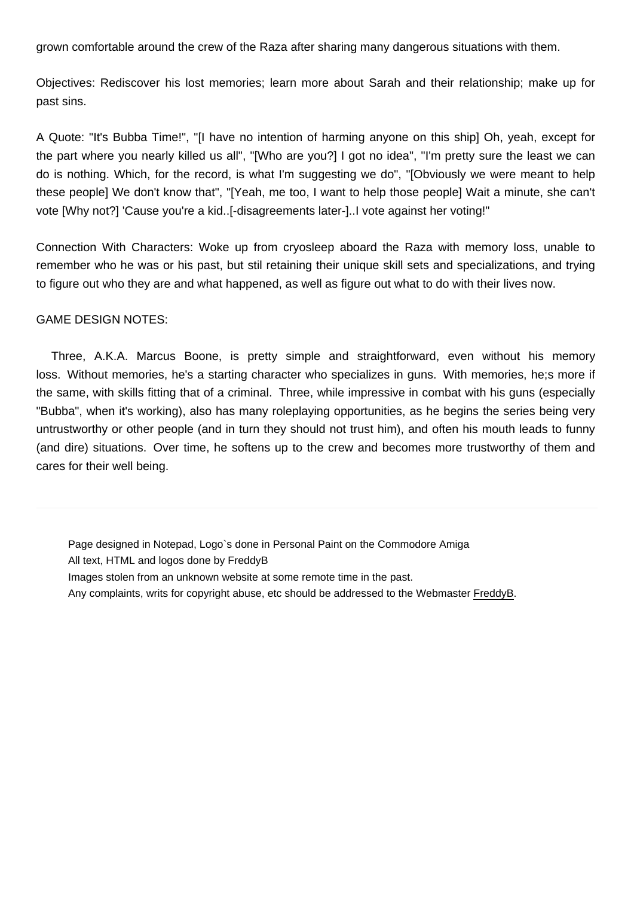grown comfortable around the crew of the Raza after sharing many dangerous situations with them.

Objectives: Rediscover his lost memories; learn more about Sarah and their relationship; make up for past sins.

A Quote: "It's Bubba Time!", "[I have no intention of harming anyone on this ship] Oh, yeah, except for the part where you nearly killed us all", "[Who are you?] I got no idea", "I'm pretty sure the least we can do is nothing. Which, for the record, is what I'm suggesting we do", "[Obviously we were meant to help these people] We don't know that", "[Yeah, me too, I want to help those people] Wait a minute, she can't vote [Why not?] 'Cause you're a kid..[-disagreements later-]..I vote against her voting!"

Connection With Characters: Woke up from cryosleep aboard the Raza with memory loss, unable to remember who he was or his past, but stil retaining their unique skill sets and specializations, and trying to figure out who they are and what happened, as well as figure out what to do with their lives now.

GAME DESIGN NOTES:

Three, A.K.A. Marcus Boone, is pretty simple and straightforward, even without his memory loss. Without memories, he's a starting character who specializes in guns. With memories, he;s more if the same, with skills fitting that of a criminal. Three, while impressive in combat with his guns (especially "Bubba", when it's working), also has many roleplaying opportunities, as he begins the series being very untrustworthy or other people (and in turn they should not trust him), and often his mouth leads to funny (and dire) situations. Over time, he softens up to the crew and becomes more trustworthy of them and cares for their well being.

---

Page designed in Notepad, Logo`s done in Personal Paint on the Commodore Amiga
All text, HTML and logos done by FreddyB
Images stolen from an unknown website at some remote time in the past.
Any complaints, writs for copyright abuse, etc should be addressed to the Webmaster FreddyB.